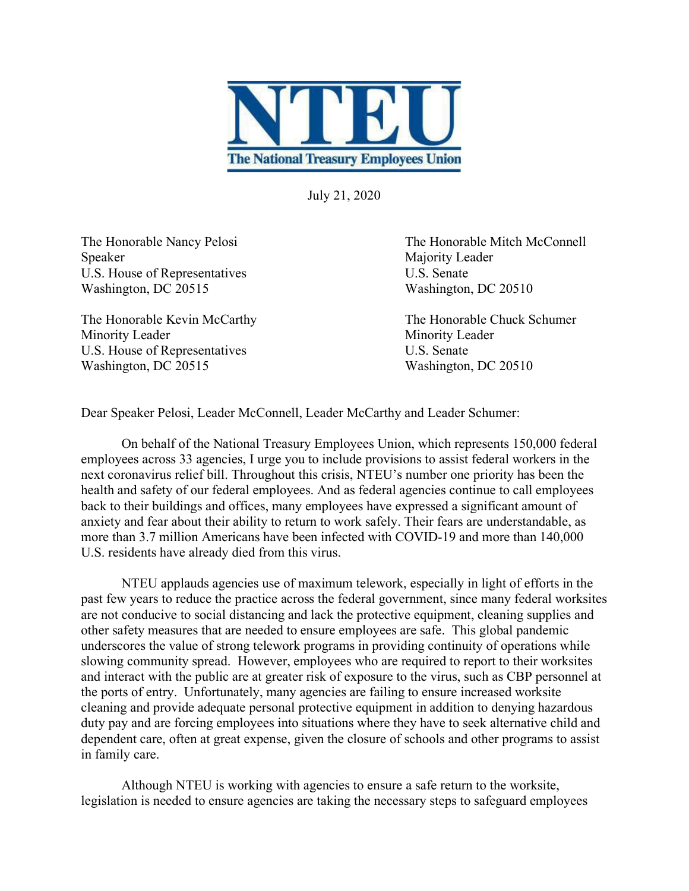# NTEU

**The National Treasury Employees Union**

July 21, 2020

The Honorable Nancy Pelosi
Speaker
U.S. House of Representatives
Washington, DC 20515

The Honorable Mitch McConnell
Majority Leader
U.S. Senate
Washington, DC 20510

The Honorable Kevin McCarthy
Minority Leader
U.S. House of Representatives
Washington, DC 20515

The Honorable Chuck Schumer
Minority Leader
U.S. Senate
Washington, DC 20510

Dear Speaker Pelosi, Leader McConnell, Leader McCarthy and Leader Schumer:

On behalf of the National Treasury Employees Union, which represents 150,000 federal employees across 33 agencies, I urge you to include provisions to assist federal workers in the next coronavirus relief bill. Throughout this crisis, NTEU's number one priority has been the health and safety of our federal employees. And as federal agencies continue to call employees back to their buildings and offices, many employees have expressed a significant amount of anxiety and fear about their ability to return to work safely. Their fears are understandable, as more than 3.7 million Americans have been infected with COVID-19 and more than 140,000 U.S. residents have already died from this virus.

NTEU applauds agencies use of maximum telework, especially in light of efforts in the past few years to reduce the practice across the federal government, since many federal worksites are not conducive to social distancing and lack the protective equipment, cleaning supplies and other safety measures that are needed to ensure employees are safe. This global pandemic underscores the value of strong telework programs in providing continuity of operations while slowing community spread. However, employees who are required to report to their worksites and interact with the public are at greater risk of exposure to the virus, such as CBP personnel at the ports of entry. Unfortunately, many agencies are failing to ensure increased worksite cleaning and provide adequate personal protective equipment in addition to denying hazardous duty pay and are forcing employees into situations where they have to seek alternative child and dependent care, often at great expense, given the closure of schools and other programs to assist in family care.

Although NTEU is working with agencies to ensure a safe return to the worksite, legislation is needed to ensure agencies are taking the necessary steps to safeguard employees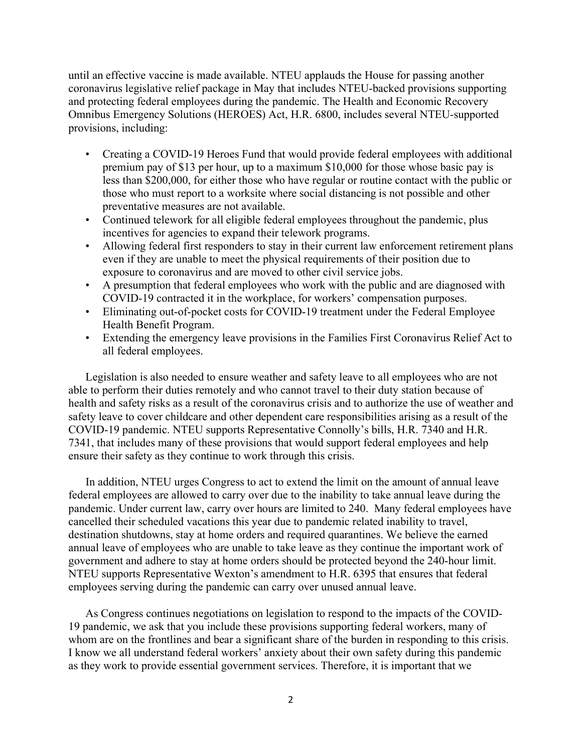until an effective vaccine is made available. NTEU applauds the House for passing another coronavirus legislative relief package in May that includes NTEU-backed provisions supporting and protecting federal employees during the pandemic. The Health and Economic Recovery Omnibus Emergency Solutions (HEROES) Act, H.R. 6800, includes several NTEU-supported provisions, including:

- Creating a COVID-19 Heroes Fund that would provide federal employees with additional premium pay of $13 per hour, up to a maximum $10,000 for those whose basic pay is less than $200,000, for either those who have regular or routine contact with the public or those who must report to a worksite where social distancing is not possible and other preventative measures are not available.
- Continued telework for all eligible federal employees throughout the pandemic, plus incentives for agencies to expand their telework programs.
- Allowing federal first responders to stay in their current law enforcement retirement plans even if they are unable to meet the physical requirements of their position due to exposure to coronavirus and are moved to other civil service jobs.
- A presumption that federal employees who work with the public and are diagnosed with COVID-19 contracted it in the workplace, for workers' compensation purposes.
- Eliminating out-of-pocket costs for COVID-19 treatment under the Federal Employee Health Benefit Program.
- Extending the emergency leave provisions in the Families First Coronavirus Relief Act to all federal employees.

Legislation is also needed to ensure weather and safety leave to all employees who are not able to perform their duties remotely and who cannot travel to their duty station because of health and safety risks as a result of the coronavirus crisis and to authorize the use of weather and safety leave to cover childcare and other dependent care responsibilities arising as a result of the COVID-19 pandemic. NTEU supports Representative Connolly's bills, H.R. 7340 and H.R. 7341, that includes many of these provisions that would support federal employees and help ensure their safety as they continue to work through this crisis.

In addition, NTEU urges Congress to act to extend the limit on the amount of annual leave federal employees are allowed to carry over due to the inability to take annual leave during the pandemic. Under current law, carry over hours are limited to 240. Many federal employees have cancelled their scheduled vacations this year due to pandemic related inability to travel, destination shutdowns, stay at home orders and required quarantines. We believe the earned annual leave of employees who are unable to take leave as they continue the important work of government and adhere to stay at home orders should be protected beyond the 240-hour limit. NTEU supports Representative Wexton's amendment to H.R. 6395 that ensures that federal employees serving during the pandemic can carry over unused annual leave.

As Congress continues negotiations on legislation to respond to the impacts of the COVID-19 pandemic, we ask that you include these provisions supporting federal workers, many of whom are on the frontlines and bear a significant share of the burden in responding to this crisis. I know we all understand federal workers' anxiety about their own safety during this pandemic as they work to provide essential government services. Therefore, it is important that we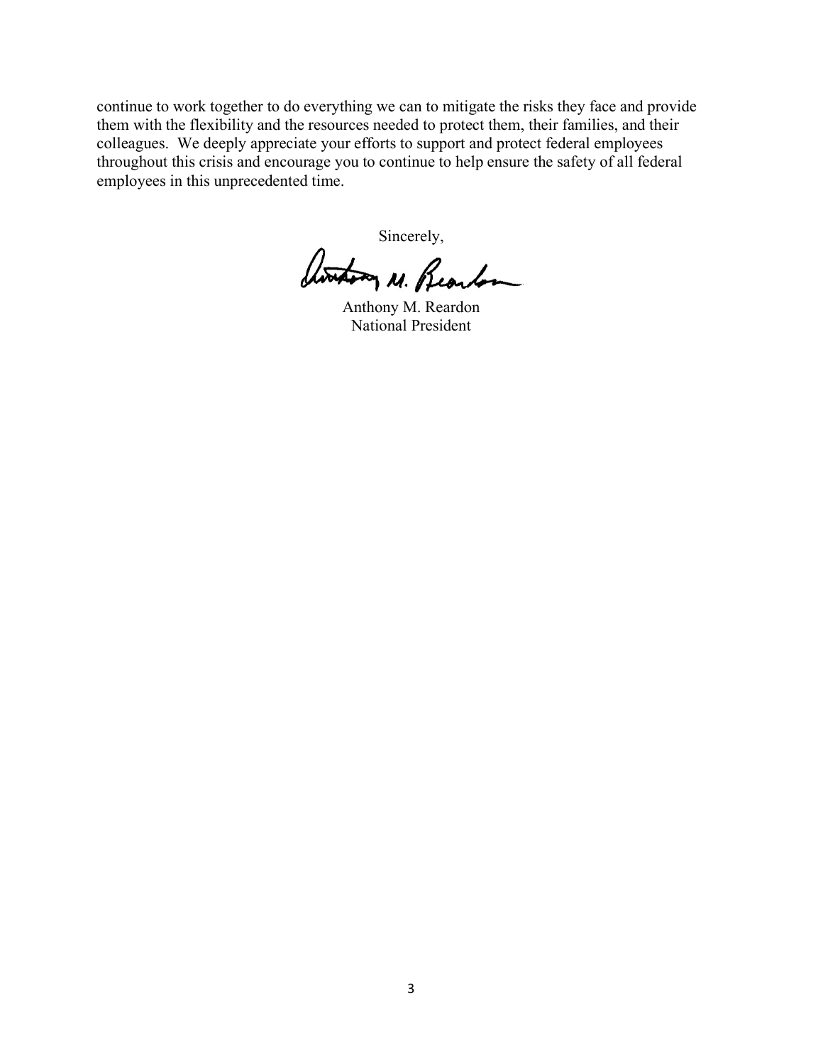continue to work together to do everything we can to mitigate the risks they face and provide them with the flexibility and the resources needed to protect them, their families, and their colleagues. We deeply appreciate your efforts to support and protect federal employees throughout this crisis and encourage you to continue to help ensure the safety of all federal employees in this unprecedented time.

Sincerely,

Anthony M. Reardon  
National President